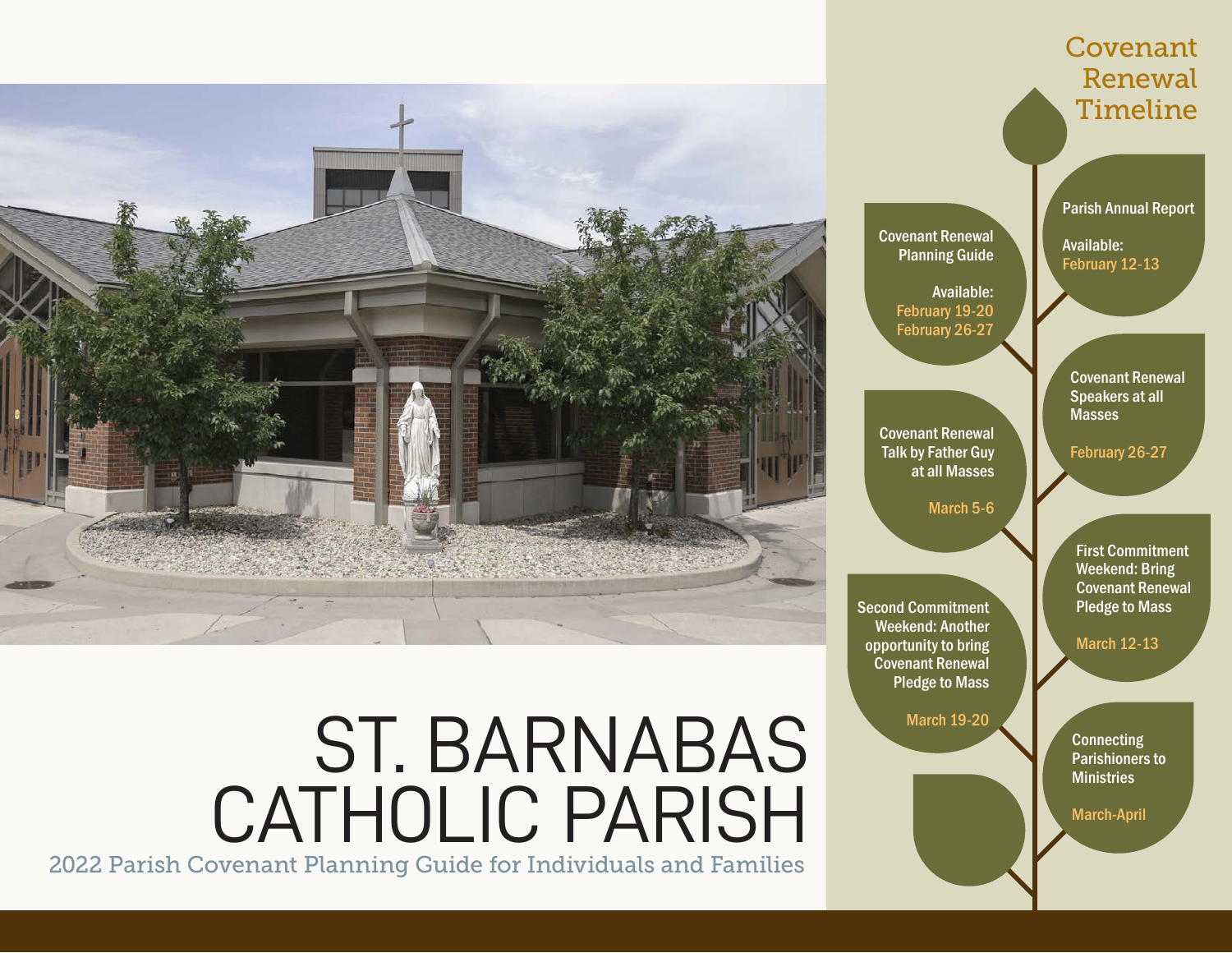# ST. BARNABAS CATHOLIC PARISH

2022 Parish Covenant Planning Guide for Individuals and Families

## Covenant Renewal Timeline

**Parish Annual Report**
Available:
February 12-13

**Covenant Renewal Planning Guide**
Available:
February 19-20
February 26-27

**Covenant Renewal Speakers at all Masses**
February 26-27

**Covenant Renewal Talk by Father Guy at all Masses**
March 5-6

**First Commitment Weekend: Bring Covenant Renewal Pledge to Mass**
March 12-13

**Second Commitment Weekend: Another opportunity to bring Covenant Renewal Pledge to Mass**
March 19-20

**Connecting Parishioners to Ministries**
March-April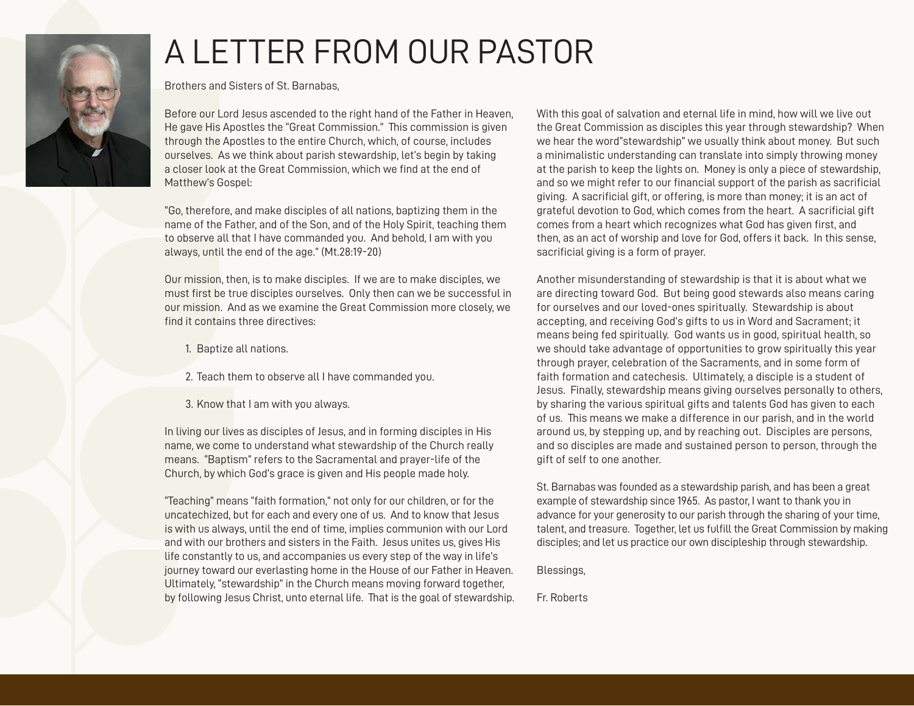# A LETTER FROM OUR PASTOR

Brothers and Sisters of St. Barnabas,

Before our Lord Jesus ascended to the right hand of the Father in Heaven, He gave His Apostles the "Great Commission." This commission is given through the Apostles to the entire Church, which, of course, includes ourselves. As we think about parish stewardship, let's begin by taking a closer look at the Great Commission, which we find at the end of Matthew's Gospel:

"Go, therefore, and make disciples of all nations, baptizing them in the name of the Father, and of the Son, and of the Holy Spirit, teaching them to observe all that I have commanded you. And behold, I am with you always, until the end of the age." (Mt.28:19-20)

Our mission, then, is to make disciples. If we are to make disciples, we must first be true disciples ourselves. Only then can we be successful in our mission. And as we examine the Great Commission more closely, we find it contains three directives:

1. Baptize all nations.
2. Teach them to observe all I have commanded you.
3. Know that I am with you always.

In living our lives as disciples of Jesus, and in forming disciples in His name, we come to understand what stewardship of the Church really means. "Baptism" refers to the Sacramental and prayer-life of the Church, by which God's grace is given and His people made holy.

"Teaching" means "faith formation," not only for our children, or for the uncatechized, but for each and every one of us. And to know that Jesus is with us always, until the end of time, implies communion with our Lord and with our brothers and sisters in the Faith. Jesus unites us, gives His life constantly to us, and accompanies us every step of the way in life's journey toward our everlasting home in the House of our Father in Heaven. Ultimately, "stewardship" in the Church means moving forward together, by following Jesus Christ, unto eternal life. That is the goal of stewardship.

With this goal of salvation and eternal life in mind, how will we live out the Great Commission as disciples this year through stewardship? When we hear the word"stewardship" we usually think about money. But such a minimalistic understanding can translate into simply throwing money at the parish to keep the lights on. Money is only a piece of stewardship, and so we might refer to our financial support of the parish as sacrificial giving. A sacrificial gift, or offering, is more than money; it is an act of grateful devotion to God, which comes from the heart. A sacrificial gift comes from a heart which recognizes what God has given first, and then, as an act of worship and love for God, offers it back. In this sense, sacrificial giving is a form of prayer.

Another misunderstanding of stewardship is that it is about what we are directing toward God. But being good stewards also means caring for ourselves and our loved-ones spiritually. Stewardship is about accepting, and receiving God's gifts to us in Word and Sacrament; it means being fed spiritually. God wants us in good, spiritual health, so we should take advantage of opportunities to grow spiritually this year through prayer, celebration of the Sacraments, and in some form of faith formation and catechesis. Ultimately, a disciple is a student of Jesus. Finally, stewardship means giving ourselves personally to others, by sharing the various spiritual gifts and talents God has given to each of us. This means we make a difference in our parish, and in the world around us, by stepping up, and by reaching out. Disciples are persons, and so disciples are made and sustained person to person, through the gift of self to one another.

St. Barnabas was founded as a stewardship parish, and has been a great example of stewardship since 1965. As pastor, I want to thank you in advance for your generosity to our parish through the sharing of your time, talent, and treasure. Together, let us fulfill the Great Commission by making disciples; and let us practice our own discipleship through stewardship.

Blessings,

Fr. Roberts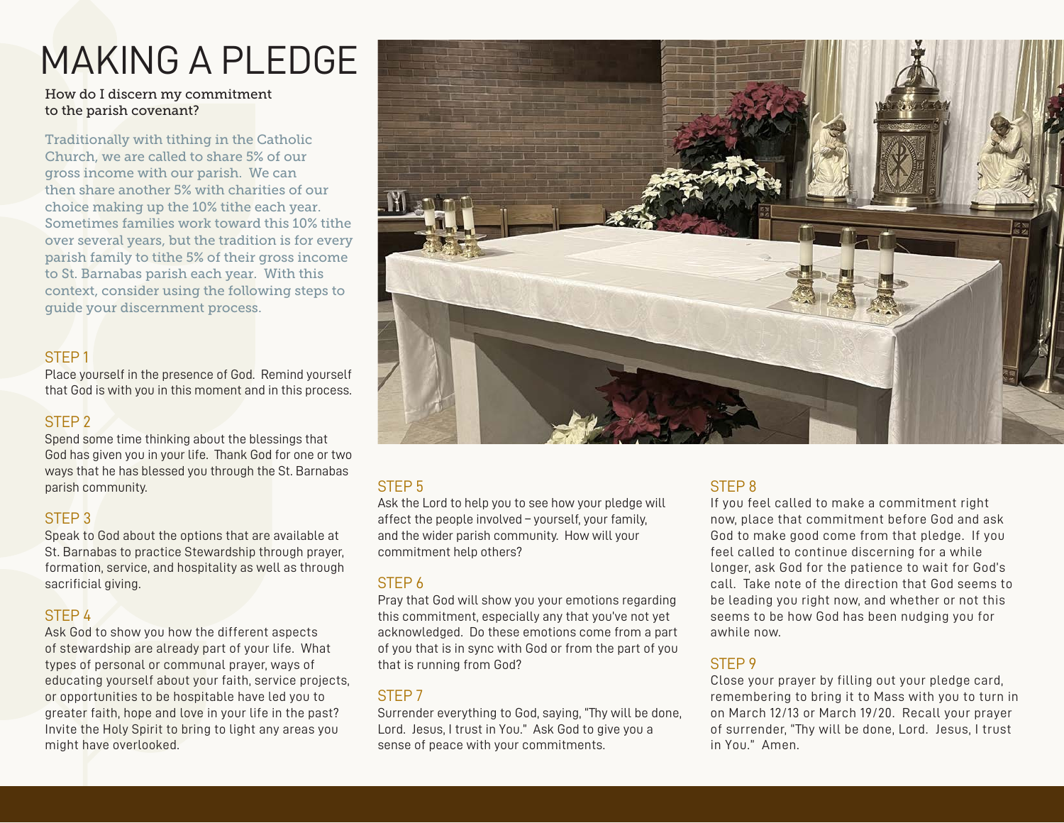# MAKING A PLEDGE

How do I discern my commitment to the parish covenant?

Traditionally with tithing in the Catholic Church, we are called to share 5% of our gross income with our parish. We can then share another 5% with charities of our choice making up the 10% tithe each year. Sometimes families work toward this 10% tithe over several years, but the tradition is for every parish family to tithe 5% of their gross income to St. Barnabas parish each year. With this context, consider using the following steps to guide your discernment process.

## STEP 1

Place yourself in the presence of God. Remind yourself that God is with you in this moment and in this process.

## STEP 2

Spend some time thinking about the blessings that God has given you in your life. Thank God for one or two ways that he has blessed you through the St. Barnabas parish community.

## STEP 3

Speak to God about the options that are available at St. Barnabas to practice Stewardship through prayer, formation, service, and hospitality as well as through sacrificial giving.

## STEP 4

Ask God to show you how the different aspects of stewardship are already part of your life. What types of personal or communal prayer, ways of educating yourself about your faith, service projects, or opportunities to be hospitable have led you to greater faith, hope and love in your life in the past? Invite the Holy Spirit to bring to light any areas you might have overlooked.

## STEP 5

Ask the Lord to help you to see how your pledge will affect the people involved – yourself, your family, and the wider parish community. How will your commitment help others?

## STEP 6

Pray that God will show you your emotions regarding this commitment, especially any that you've not yet acknowledged. Do these emotions come from a part of you that is in sync with God or from the part of you that is running from God?

## STEP 7

Surrender everything to God, saying, "Thy will be done, Lord. Jesus, I trust in You." Ask God to give you a sense of peace with your commitments.

## STEP 8

If you feel called to make a commitment right now, place that commitment before God and ask God to make good come from that pledge. If you feel called to continue discerning for a while longer, ask God for the patience to wait for God's call. Take note of the direction that God seems to be leading you right now, and whether or not this seems to be how God has been nudging you for awhile now.

## STEP 9

Close your prayer by filling out your pledge card, remembering to bring it to Mass with you to turn in on March 12/13 or March 19/20. Recall your prayer of surrender, "Thy will be done, Lord. Jesus, I trust in You." Amen.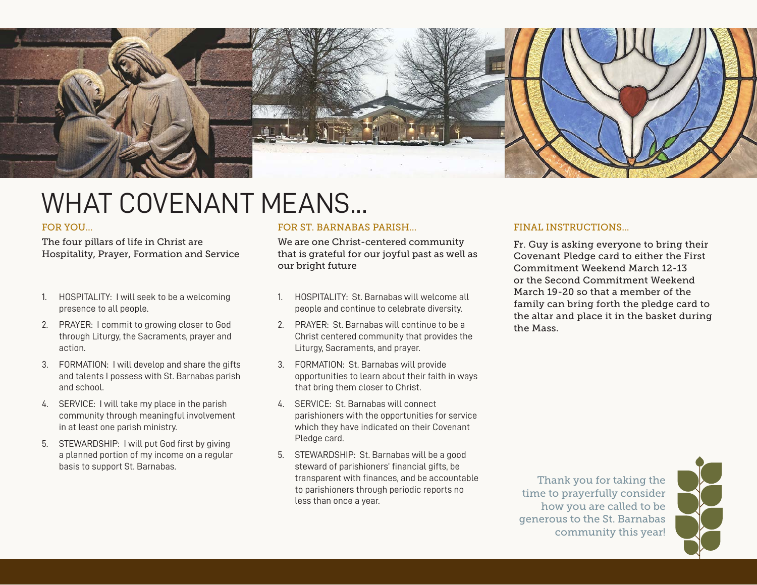# WHAT COVENANT MEANS...

## FOR YOU...

The four pillars of life in Christ are Hospitality, Prayer, Formation and Service

1. HOSPITALITY: I will seek to be a welcoming presence to all people.
2. PRAYER: I commit to growing closer to God through Liturgy, the Sacraments, prayer and action.
3. FORMATION: I will develop and share the gifts and talents I possess with St. Barnabas parish and school.
4. SERVICE: I will take my place in the parish community through meaningful involvement in at least one parish ministry.
5. STEWARDSHIP: I will put God first by giving a planned portion of my income on a regular basis to support St. Barnabas.

## FOR ST. BARNABAS PARISH...

We are one Christ-centered community that is grateful for our joyful past as well as our bright future

1. HOSPITALITY: St. Barnabas will welcome all people and continue to celebrate diversity.
2. PRAYER: St. Barnabas will continue to be a Christ centered community that provides the Liturgy, Sacraments, and prayer.
3. FORMATION: St. Barnabas will provide opportunities to learn about their faith in ways that bring them closer to Christ.
4. SERVICE: St. Barnabas will connect parishioners with the opportunities for service which they have indicated on their Covenant Pledge card.
5. STEWARDSHIP: St. Barnabas will be a good steward of parishioners' financial gifts, be transparent with finances, and be accountable to parishioners through periodic reports no less than once a year.

## FINAL INSTRUCTIONS...

Fr. Guy is asking everyone to bring their Covenant Pledge card to either the First Commitment Weekend March 12-13 or the Second Commitment Weekend March 19-20 so that a member of the family can bring forth the pledge card to the altar and place it in the basket during the Mass.

Thank you for taking the time to prayerfully consider how you are called to be generous to the St. Barnabas community this year!